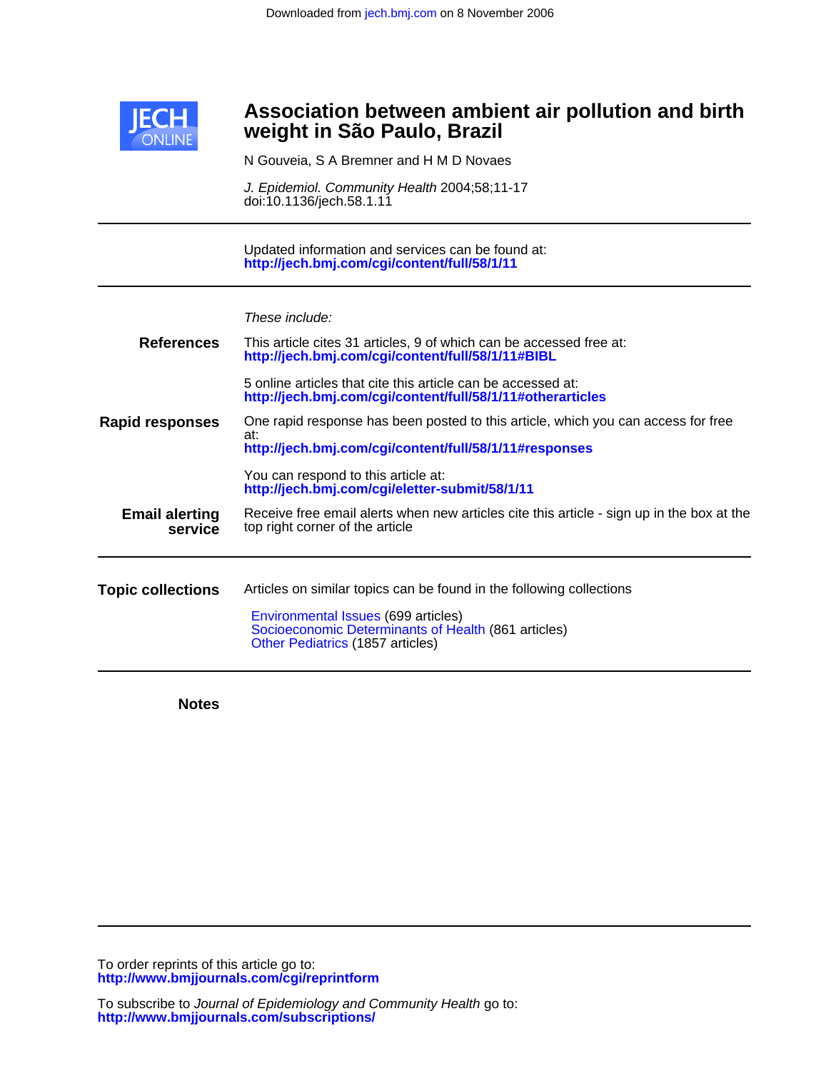# Association between ambient air pollution and birth weight in São Paulo, Brazil

N Gouveia, S A Bremner and H M D Novaes

*J. Epidemiol. Community Health* 2004;58;11-17
doi:10.1136/jech.58.1.11

---

Updated information and services can be found at:
**http://jech.bmj.com/cgi/content/full/58/1/11**

---

*These include:*

**References**

This article cites 31 articles, 9 of which can be accessed free at:
**http://jech.bmj.com/cgi/content/full/58/1/11#BIBL**

5 online articles that cite this article can be accessed at:
**http://jech.bmj.com/cgi/content/full/58/1/11#otherarticles**

**Rapid responses**

One rapid response has been posted to this article, which you can access for free at:
**http://jech.bmj.com/cgi/content/full/58/1/11#responses**

You can respond to this article at:
**http://jech.bmj.com/cgi/eletter-submit/58/1/11**

**Email alerting service**

Receive free email alerts when new articles cite this article - sign up in the box at the top right corner of the article

---

**Topic collections**

Articles on similar topics can be found in the following collections

- Environmental Issues (699 articles)
- Socioeconomic Determinants of Health (861 articles)
- Other Pediatrics (1857 articles)

---

**Notes**

---

To order reprints of this article go to:
**http://www.bmjjournals.com/cgi/reprintform**

To subscribe to *Journal of Epidemiology and Community Health* go to:
**http://www.bmjjournals.com/subscriptions/**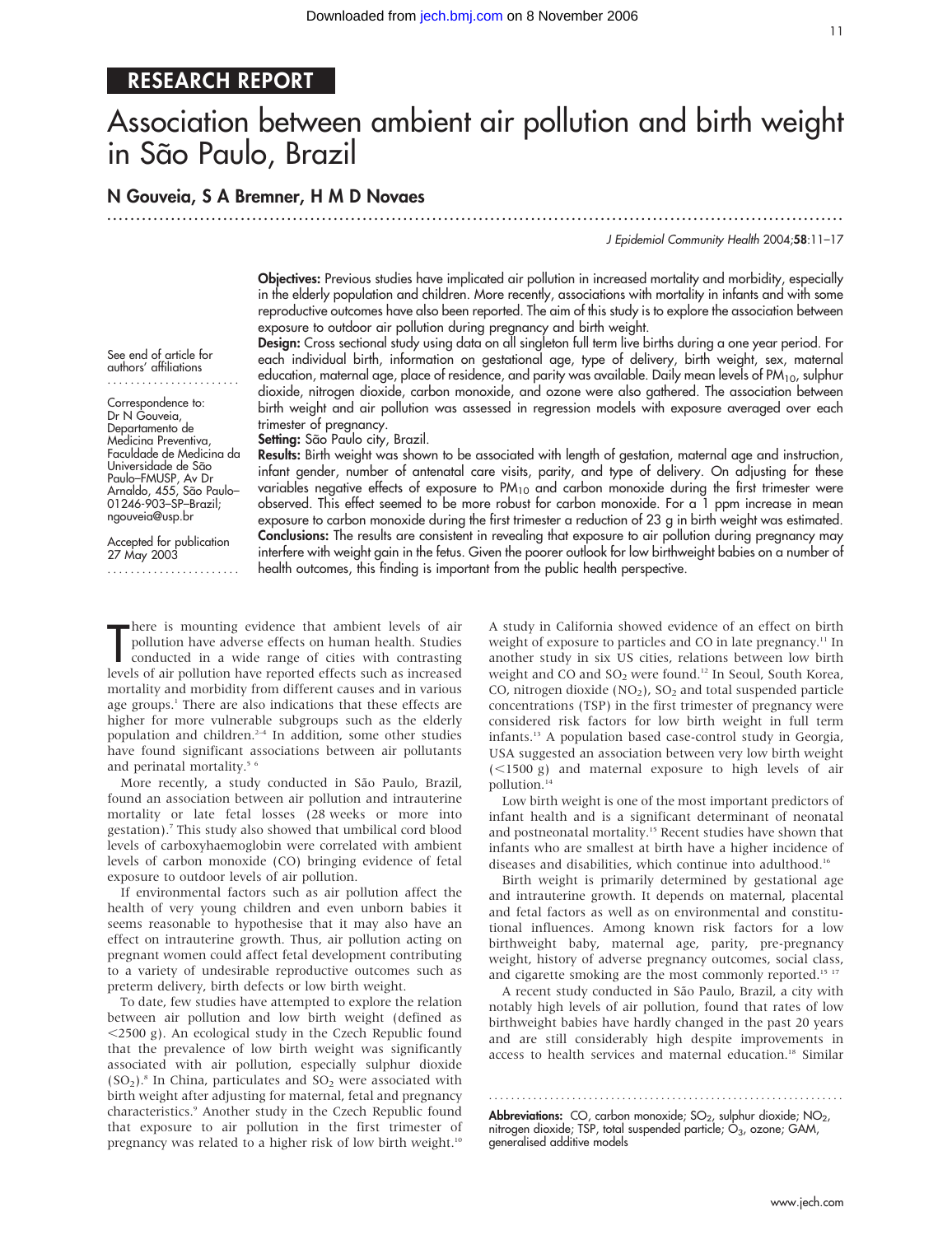RESEARCH REPORT

# Association between ambient air pollution and birth weight in São Paulo, Brazil

## N Gouveia, S A Bremner, H M D Novaes

See end of article for authors' affiliations

Correspondence to: Dr N Gouveia, Departamento de Medicina Preventiva, Faculdade de Medicina da Universidade de São Paulo–FMUSP, Av Dr Arnaldo, 455, São Paulo–01246-903–SP–Brazil; ngouveia@usp.br

Accepted for publication 27 May 2003

**Objectives:** Previous studies have implicated air pollution in increased mortality and morbidity, especially in the elderly population and children. More recently, associations with mortality in infants and with some reproductive outcomes have also been reported. The aim of this study is to explore the association between exposure to outdoor air pollution during pregnancy and birth weight.

**Design:** Cross sectional study using data on all singleton full term live births during a one year period. For each individual birth, information on gestational age, type of delivery, birth weight, sex, maternal education, maternal age, place of residence, and parity was available. Daily mean levels of $PM_{10}$, sulphur dioxide, nitrogen dioxide, carbon monoxide, and ozone were also gathered. The association between birth weight and air pollution was assessed in regression models with exposure averaged over each trimester of pregnancy.

**Setting:** São Paulo city, Brazil.

**Results:** Birth weight was shown to be associated with length of gestation, maternal age and instruction, infant gender, number of antenatal care visits, parity, and type of delivery. On adjusting for these variables negative effects of exposure to $PM_{10}$ and carbon monoxide during the first trimester were observed. This effect seemed to be more robust for carbon monoxide. For a 1 ppm increase in mean exposure to carbon monoxide during the first trimester a reduction of 23 g in birth weight was estimated.

**Conclusions:** The results are consistent in revealing that exposure to air pollution during pregnancy may interfere with weight gain in the fetus. Given the poorer outlook for low birthweight babies on a number of health outcomes, this finding is important from the public health perspective.

There is mounting evidence that ambient levels of air pollution have adverse effects on human health. Studies conducted in a wide range of cities with contrasting levels of air pollution have reported effects such as increased mortality and morbidity from different causes and in various age groups.[1] There are also indications that these effects are higher for more vulnerable subgroups such as the elderly population and children.[2–4] In addition, some other studies have found significant associations between air pollutants and perinatal mortality.[5 6]

More recently, a study conducted in São Paulo, Brazil, found an association between air pollution and intrauterine mortality or late fetal losses (28 weeks or more into gestation).[7] This study also showed that umbilical cord blood levels of carboxyhaemoglobin were correlated with ambient levels of carbon monoxide (CO) bringing evidence of fetal exposure to outdoor levels of air pollution.

If environmental factors such as air pollution affect the health of very young children and even unborn babies it seems reasonable to hypothesise that it may also have an effect on intrauterine growth. Thus, air pollution acting on pregnant women could affect fetal development contributing to a variety of undesirable reproductive outcomes such as preterm delivery, birth defects or low birth weight.

To date, few studies have attempted to explore the relation between air pollution and low birth weight (defined as <2500 g). An ecological study in the Czech Republic found that the prevalence of low birth weight was significantly associated with air pollution, especially sulphur dioxide ($SO_2$).[8] In China, particulates and $SO_2$ were associated with birth weight after adjusting for maternal, fetal and pregnancy characteristics.[9] Another study in the Czech Republic found that exposure to air pollution in the first trimester of pregnancy was related to a higher risk of low birth weight.[10]

A study in California showed evidence of an effect on birth weight of exposure to particles and CO in late pregnancy.[11] In another study in six US cities, relations between low birth weight and CO and $SO_2$ were found.[12] In Seoul, South Korea, CO, nitrogen dioxide ($NO_2$), $SO_2$ and total suspended particle concentrations (TSP) in the first trimester of pregnancy were considered risk factors for low birth weight in full term infants.[13] A population based case-control study in Georgia, USA suggested an association between very low birth weight (<1500 g) and maternal exposure to high levels of air pollution.[14]

Low birth weight is one of the most important predictors of infant health and is a significant determinant of neonatal and postneonatal mortality.[15] Recent studies have shown that infants who are smallest at birth have a higher incidence of diseases and disabilities, which continue into adulthood.[16]

Birth weight is primarily determined by gestational age and intrauterine growth. It depends on maternal, placental and fetal factors as well as on environmental and constitutional influences. Among known risk factors for a low birthweight baby, maternal age, parity, pre-pregnancy weight, history of adverse pregnancy outcomes, social class, and cigarette smoking are the most commonly reported.[15 17]

A recent study conducted in São Paulo, Brazil, a city with notably high levels of air pollution, found that rates of low birthweight babies have hardly changed in the past 20 years and are still considerably high despite improvements in access to health services and maternal education.[18] Similar

**Abbreviations:** CO, carbon monoxide; $SO_2$, sulphur dioxide; $NO_2$, nitrogen dioxide; TSP, total suspended particle; $O_3$, ozone; GAM, generalised additive models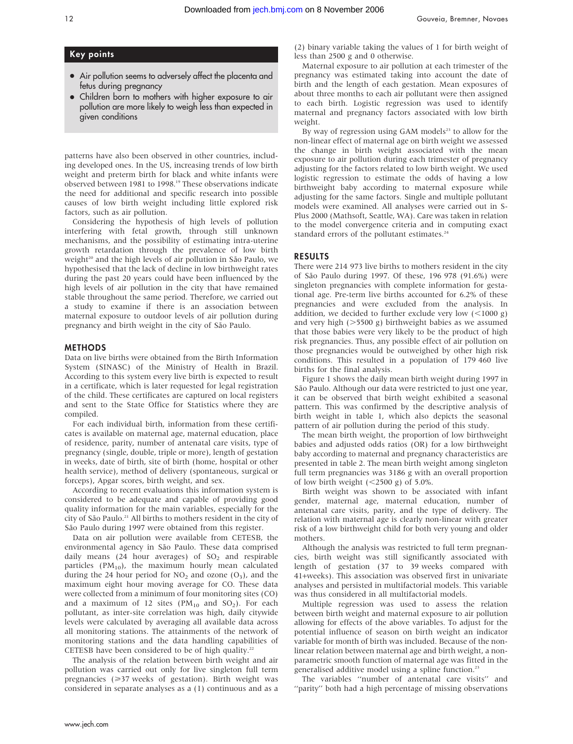## Key points

- Air pollution seems to adversely affect the placenta and fetus during pregnancy
- Children born to mothers with higher exposure to air pollution are more likely to weigh less than expected in given conditions

patterns have also been observed in other countries, including developed ones. In the US, increasing trends of low birth weight and preterm birth for black and white infants were observed between 1981 to 1998.[19] These observations indicate the need for additional and specific research into possible causes of low birth weight including little explored risk factors, such as air pollution.

Considering the hypothesis of high levels of pollution interfering with fetal growth, through still unknown mechanisms, and the possibility of estimating intra-uterine growth retardation through the prevalence of low birth weight[20] and the high levels of air pollution in São Paulo, we hypothesised that the lack of decline in low birthweight rates during the past 20 years could have been influenced by the high levels of air pollution in the city that have remained stable throughout the same period. Therefore, we carried out a study to examine if there is an association between maternal exposure to outdoor levels of air pollution during pregnancy and birth weight in the city of São Paulo.

## METHODS

Data on live births were obtained from the Birth Information System (SINASC) of the Ministry of Health in Brazil. According to this system every live birth is expected to result in a certificate, which is later requested for legal registration of the child. These certificates are captured on local registers and sent to the State Office for Statistics where they are compiled.

For each individual birth, information from these certificates is available on maternal age, maternal education, place of residence, parity, number of antenatal care visits, type of pregnancy (single, double, triple or more), length of gestation in weeks, date of birth, site of birth (home, hospital or other health service), method of delivery (spontaneous, surgical or forceps), Apgar scores, birth weight, and sex.

According to recent evaluations this information system is considered to be adequate and capable of providing good quality information for the main variables, especially for the city of São Paulo.[21] All births to mothers resident in the city of São Paulo during 1997 were obtained from this register.

Data on air pollution were available from CETESB, the environmental agency in São Paulo. These data comprised daily means (24 hour averages) of $SO_2$ and respirable particles ($PM_{10}$), the maximum hourly mean calculated during the 24 hour period for $NO_2$ and ozone ($O_3$), and the maximum eight hour moving average for CO. These data were collected from a minimum of four monitoring sites (CO) and a maximum of 12 sites ($PM_{10}$ and $SO_2$). For each pollutant, as inter-site correlation was high, daily citywide levels were calculated by averaging all available data across all monitoring stations. The attainments of the network of monitoring stations and the data handling capabilities of CETESB have been considered to be of high quality.[22]

The analysis of the relation between birth weight and air pollution was carried out only for live singleton full term pregnancies ($\geqslant$37 weeks of gestation). Birth weight was considered in separate analyses as a (1) continuous and as a (2) binary variable taking the values of 1 for birth weight of less than 2500 g and 0 otherwise.

Maternal exposure to air pollution at each trimester of the pregnancy was estimated taking into account the date of birth and the length of each gestation. Mean exposures of about three months to each air pollutant were then assigned to each birth. Logistic regression was used to identify maternal and pregnancy factors associated with low birth weight.

By way of regression using GAM models[23] to allow for the non-linear effect of maternal age on birth weight we assessed the change in birth weight associated with the mean exposure to air pollution during each trimester of pregnancy adjusting for the factors related to low birth weight. We used logistic regression to estimate the odds of having a low birthweight baby according to maternal exposure while adjusting for the same factors. Single and multiple pollutant models were examined. All analyses were carried out in S-Plus 2000 (Mathsoft, Seattle, WA). Care was taken in relation to the model convergence criteria and in computing exact standard errors of the pollutant estimates.[24]

## RESULTS

There were 214 973 live births to mothers resident in the city of São Paulo during 1997. Of these, 196 978 (91.6%) were singleton pregnancies with complete information for gestational age. Pre-term live births accounted for 6.2% of these pregnancies and were excluded from the analysis. In addition, we decided to further exclude very low (<1000 g) and very high (>5500 g) birthweight babies as we assumed that those babies were very likely to be the product of high risk pregnancies. Thus, any possible effect of air pollution on those pregnancies would be outweighed by other high risk conditions. This resulted in a population of 179 460 live births for the final analysis.

Figure 1 shows the daily mean birth weight during 1997 in São Paulo. Although our data were restricted to just one year, it can be observed that birth weight exhibited a seasonal pattern. This was confirmed by the descriptive analysis of birth weight in table 1, which also depicts the seasonal pattern of air pollution during the period of this study.

The mean birth weight, the proportion of low birthweight babies and adjusted odds ratios (OR) for a low birthweight baby according to maternal and pregnancy characteristics are presented in table 2. The mean birth weight among singleton full term pregnancies was 3186 g with an overall proportion of low birth weight (<2500 g) of 5.0%.

Birth weight was shown to be associated with infant gender, maternal age, maternal education, number of antenatal care visits, parity, and the type of delivery. The relation with maternal age is clearly non-linear with greater risk of a low birthweight child for both very young and older mothers.

Although the analysis was restricted to full term pregnancies, birth weight was still significantly associated with length of gestation (37 to 39 weeks compared with 41+weeks). This association was observed first in univariate analyses and persisted in multifactorial models. This variable was thus considered in all multifactorial models.

Multiple regression was used to assess the relation between birth weight and maternal exposure to air pollution allowing for effects of the above variables. To adjust for the potential influence of season on birth weight an indicator variable for month of birth was included. Because of the non-linear relation between maternal age and birth weight, a non-parametric smooth function of maternal age was fitted in the generalised additive model using a spline function.[23]

The variables "number of antenatal care visits" and "parity" both had a high percentage of missing observations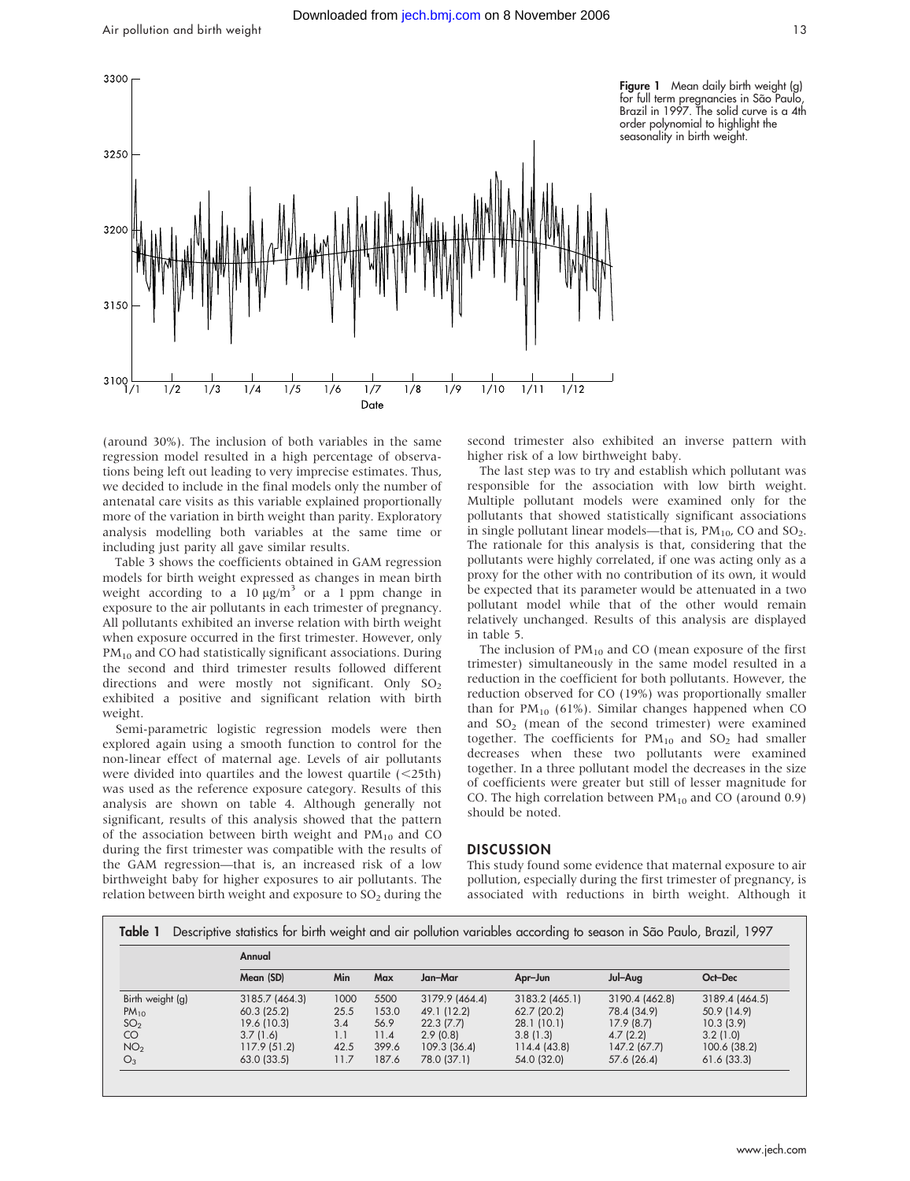Figure 1 Mean daily birth weight (g) for full term pregnancies in São Paulo, Brazil in 1997. The solid curve is a 4th order polynomial to highlight the seasonality in birth weight.

(around 30%). The inclusion of both variables in the same regression model resulted in a high percentage of observations being left out leading to very imprecise estimates. Thus, we decided to include in the final models only the number of antenatal care visits as this variable explained proportionally more of the variation in birth weight than parity. Exploratory analysis modelling both variables at the same time or including just parity all gave similar results.

Table 3 shows the coefficients obtained in GAM regression models for birth weight expressed as changes in mean birth weight according to a 10 $\mu g/m^3$ or a 1 ppm change in exposure to the air pollutants in each trimester of pregnancy. All pollutants exhibited an inverse relation with birth weight when exposure occurred in the first trimester. However, only $PM_{10}$ and CO had statistically significant associations. During the second and third trimester results followed different directions and were mostly not significant. Only $SO_2$ exhibited a positive and significant relation with birth weight.

Semi-parametric logistic regression models were then explored again using a smooth function to control for the non-linear effect of maternal age. Levels of air pollutants were divided into quartiles and the lowest quartile (<25th) was used as the reference exposure category. Results of this analysis are shown on table 4. Although generally not significant, results of this analysis showed that the pattern of the association between birth weight and $PM_{10}$ and CO during the first trimester was compatible with the results of the GAM regression—that is, an increased risk of a low birthweight baby for higher exposures to air pollutants. The relation between birth weight and exposure to $SO_2$ during the second trimester also exhibited an inverse pattern with higher risk of a low birthweight baby.

The last step was to try and establish which pollutant was responsible for the association with low birth weight. Multiple pollutant models were examined only for the pollutants that showed statistically significant associations in single pollutant linear models—that is, $PM_{10}$, CO and $SO_2$. The rationale for this analysis is that, considering that the pollutants were highly correlated, if one was acting only as a proxy for the other with no contribution of its own, it would be expected that its parameter would be attenuated in a two pollutant model while that of the other would remain relatively unchanged. Results of this analysis are displayed in table 5.

The inclusion of $PM_{10}$ and CO (mean exposure of the first trimester) simultaneously in the same model resulted in a reduction in the coefficient for both pollutants. However, the reduction observed for CO (19%) was proportionally smaller than for $PM_{10}$ (61%). Similar changes happened when CO and $SO_2$ (mean of the second trimester) were examined together. The coefficients for $PM_{10}$ and $SO_2$ had smaller decreases when these two pollutants were examined together. In a three pollutant model the decreases in the size of coefficients were greater but still of lesser magnitude for CO. The high correlation between $PM_{10}$ and CO (around 0.9) should be noted.

## DISCUSSION

This study found some evidence that maternal exposure to air pollution, especially during the first trimester of pregnancy, is associated with reductions in birth weight. Although it

**Table 1** Descriptive statistics for birth weight and air pollution variables according to season in São Paulo, Brazil, 1997

| | Annual | | | | | | |
|---|---|---|---|---|---|---|---|
| | Mean (SD) | Min | Max | Jan–Mar | Apr–Jun | Jul–Aug | Oct–Dec |
| Birth weight (g) | 3185.7 (464.3) | 1000 | 5500 | 3179.9 (464.4) | 3183.2 (465.1) | 3190.4 (462.8) | 3189.4 (464.5) |
| $PM_{10}$ | 60.3 (25.2) | 25.5 | 153.0 | 49.1 (12.2) | 62.7 (20.2) | 78.4 (34.9) | 50.9 (14.9) |
| $SO_2$ | 19.6 (10.3) | 3.4 | 56.9 | 22.3 (7.7) | 28.1 (10.1) | 17.9 (8.7) | 10.3 (3.9) |
| CO | 3.7 (1.6) | 1.1 | 11.4 | 2.9 (0.8) | 3.8 (1.3) | 4.7 (2.2) | 3.2 (1.0) |
| $NO_2$ | 117.9 (51.2) | 42.5 | 399.6 | 109.3 (36.4) | 114.4 (43.8) | 147.2 (67.7) | 100.6 (38.2) |
| $O_3$ | 63.0 (33.5) | 11.7 | 187.6 | 78.0 (37.1) | 54.0 (32.0) | 57.6 (26.4) | 61.6 (33.3) |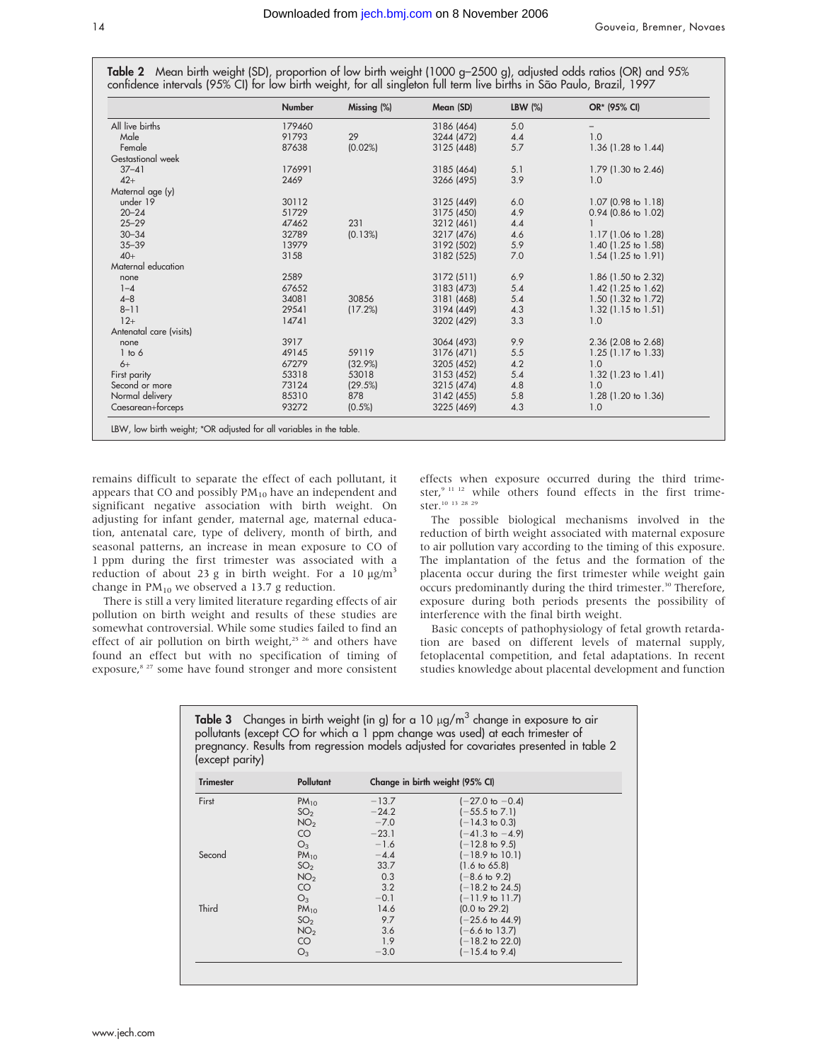**Table 2** Mean birth weight (SD), proportion of low birth weight (1000 g–2500 g), adjusted odds ratios (OR) and 95% confidence intervals (95% CI) for low birth weight, for all singleton full term live births in São Paulo, Brazil, 1997

| | Number | Missing (%) | Mean (SD) | LBW (%) | OR* (95% CI) |
|---|---|---|---|---|---|
| All live births | 179460 | | 3186 (464) | 5.0 | – |
| Male | 91793 | 29 | 3244 (472) | 4.4 | 1.0 |
| Female | 87638 | (0.02%) | 3125 (448) | 5.7 | 1.36 (1.28 to 1.44) |
| Gestational week | | | | | |
| 37–41 | 176991 | | 3185 (464) | 5.1 | 1.79 (1.30 to 2.46) |
| 42+ | 2469 | | 3266 (495) | 3.9 | 1.0 |
| Maternal age (y) | | | | | |
| under 19 | 30112 | | 3125 (449) | 6.0 | 1.07 (0.98 to 1.18) |
| 20–24 | 51729 | | 3175 (450) | 4.9 | 0.94 (0.86 to 1.02) |
| 25–29 | 47462 | 231 | 3212 (461) | 4.4 | 1 |
| 30–34 | 32789 | (0.13%) | 3217 (476) | 4.6 | 1.17 (1.06 to 1.28) |
| 35–39 | 13979 | | 3192 (502) | 5.9 | 1.40 (1.25 to 1.58) |
| 40+ | 3158 | | 3182 (525) | 7.0 | 1.54 (1.25 to 1.91) |
| Maternal education | | | | | |
| none | 2589 | | 3172 (511) | 6.9 | 1.86 (1.50 to 2.32) |
| 1–4 | 67652 | | 3183 (473) | 5.4 | 1.42 (1.25 to 1.62) |
| 4–8 | 34081 | 30856 | 3181 (468) | 5.4 | 1.50 (1.32 to 1.72) |
| 8–11 | 29541 | (17.2%) | 3194 (449) | 4.3 | 1.32 (1.15 to 1.51) |
| 12+ | 14741 | | 3202 (429) | 3.3 | 1.0 |
| Antenatal care (visits) | | | | | |
| none | 3917 | | 3064 (493) | 9.9 | 2.36 (2.08 to 2.68) |
| 1 to 6 | 49145 | 59119 | 3176 (471) | 5.5 | 1.25 (1.17 to 1.33) |
| 6+ | 67279 | (32.9%) | 3205 (452) | 4.2 | 1.0 |
| First parity | 53318 | 53018 | 3153 (452) | 5.4 | 1.32 (1.23 to 1.41) |
| Second or more | 73124 | (29.5%) | 3215 (474) | 4.8 | 1.0 |
| Normal delivery | 85310 | 878 | 3142 (455) | 5.8 | 1.28 (1.20 to 1.36) |
| Caesarean+forceps | 93272 | (0.5%) | 3225 (469) | 4.3 | 1.0 |

LBW, low birth weight; *OR adjusted for all variables in the table.

remains difficult to separate the effect of each pollutant, it appears that CO and possibly $PM_{10}$ have an independent and significant negative association with birth weight. On adjusting for infant gender, maternal age, maternal education, antenatal care, type of delivery, month of birth, and seasonal patterns, an increase in mean exposure to CO of 1 ppm during the first trimester was associated with a reduction of about 23 g in birth weight. For a 10 $\mu g/m^3$ change in $PM_{10}$ we observed a 13.7 g reduction.

There is still a very limited literature regarding effects of air pollution on birth weight and results of these studies are somewhat controversial. While some studies failed to find an effect of air pollution on birth weight,[25 26] and others have found an effect but with no specification of timing of exposure,[8 27] some have found stronger and more consistent effects when exposure occurred during the third trimester,[9 11 12] while others found effects in the first trimester.[10 13 28 29]

The possible biological mechanisms involved in the reduction of birth weight associated with maternal exposure to air pollution vary according to the timing of this exposure. The implantation of the fetus and the formation of the placenta occur during the first trimester while weight gain occurs predominantly during the third trimester.[30] Therefore, exposure during both periods presents the possibility of interference with the final birth weight.

Basic concepts of pathophysiology of fetal growth retardation are based on different levels of maternal supply, fetoplacental competition, and fetal adaptations. In recent studies knowledge about placental development and function

**Table 3** Changes in birth weight (in g) for a 10 $\mu g/m^3$ change in exposure to air pollutants (except CO for which a 1 ppm change was used) at each trimester of pregnancy. Results from regression models adjusted for covariates presented in table 2 (except parity)

| Trimester | Pollutant | Change in birth weight | (95% CI) |
|---|---|---|---|
| First | $PM_{10}$ | −13.7 | (−27.0 to −0.4) |
| | $SO_2$ | −24.2 | (−55.5 to 7.1) |
| | $NO_2$ | −7.0 | (−14.3 to 0.3) |
| | CO | −23.1 | (−41.3 to −4.9) |
| | $O_3$ | −1.6 | (−12.8 to 9.5) |
| Second | $PM_{10}$ | −4.4 | (−18.9 to 10.1) |
| | $SO_2$ | 33.7 | (1.6 to 65.8) |
| | $NO_2$ | 0.3 | (−8.6 to 9.2) |
| | CO | 3.2 | (−18.2 to 24.5) |
| | $O_3$ | −0.1 | (−11.9 to 11.7) |
| Third | $PM_{10}$ | 14.6 | (0.0 to 29.2) |
| | $SO_2$ | 9.7 | (−25.6 to 44.9) |
| | $NO_2$ | 3.6 | (−6.6 to 13.7) |
| | CO | 1.9 | (−18.2 to 22.0) |
| | $O_3$ | −3.0 | (−15.4 to 9.4) |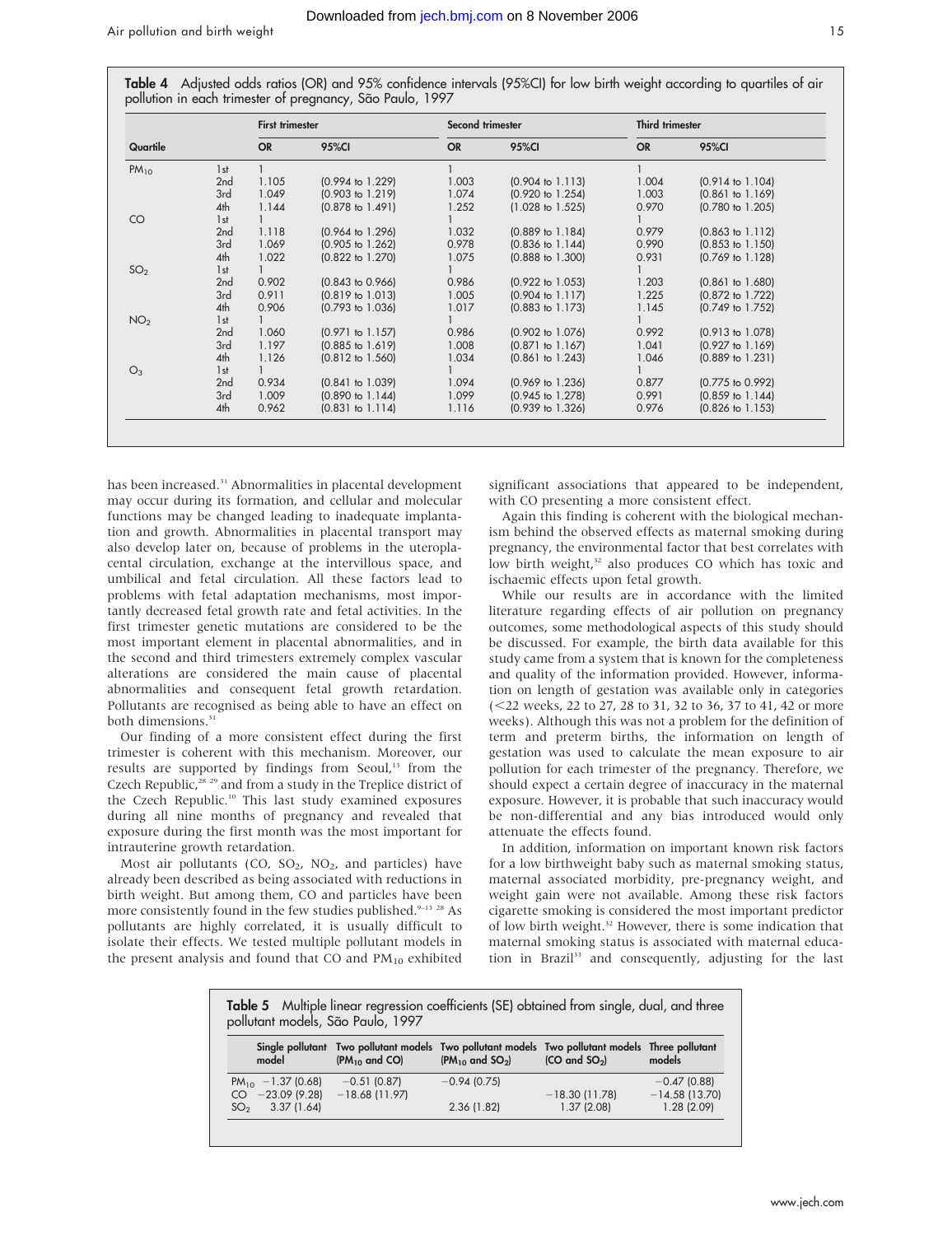**Table 4** Adjusted odds ratios (OR) and 95% confidence intervals (95%CI) for low birth weight according to quartiles of air pollution in each trimester of pregnancy, São Paulo, 1997

| Quartile | | First trimester | | Second trimester | | Third trimester | |
|---|---|---|---|---|---|---|---|
| | | OR | 95%CI | OR | 95%CI | OR | 95%CI |
| $PM_{10}$ | 1st | 1 | | 1 | | 1 | |
| | 2nd | 1.105 | (0.994 to 1.229) | 1.003 | (0.904 to 1.113) | 1.004 | (0.914 to 1.104) |
| | 3rd | 1.049 | (0.903 to 1.219) | 1.074 | (0.920 to 1.254) | 1.003 | (0.861 to 1.169) |
| | 4th | 1.144 | (0.878 to 1.491) | 1.252 | (1.028 to 1.525) | 0.970 | (0.780 to 1.205) |
| CO | 1st | 1 | | 1 | | 1 | |
| | 2nd | 1.118 | (0.964 to 1.296) | 1.032 | (0.889 to 1.184) | 0.979 | (0.863 to 1.112) |
| | 3rd | 1.069 | (0.905 to 1.262) | 0.978 | (0.836 to 1.144) | 0.990 | (0.853 to 1.150) |
| | 4th | 1.022 | (0.822 to 1.270) | 1.075 | (0.888 to 1.300) | 0.931 | (0.769 to 1.128) |
| $SO_2$ | 1st | 1 | | 1 | | 1 | |
| | 2nd | 0.902 | (0.843 to 0.966) | 0.986 | (0.922 to 1.053) | 1.203 | (0.861 to 1.680) |
| | 3rd | 0.911 | (0.819 to 1.013) | 1.005 | (0.904 to 1.117) | 1.225 | (0.872 to 1.722) |
| | 4th | 0.906 | (0.793 to 1.036) | 1.017 | (0.883 to 1.173) | 1.145 | (0.749 to 1.752) |
| $NO_2$ | 1st | 1 | | 1 | | 1 | |
| | 2nd | 1.060 | (0.971 to 1.157) | 0.986 | (0.902 to 1.076) | 0.992 | (0.913 to 1.078) |
| | 3rd | 1.197 | (0.885 to 1.619) | 1.008 | (0.871 to 1.167) | 1.041 | (0.927 to 1.169) |
| | 4th | 1.126 | (0.812 to 1.560) | 1.034 | (0.861 to 1.243) | 1.046 | (0.889 to 1.231) |
| $O_3$ | 1st | 1 | | 1 | | 1 | |
| | 2nd | 0.934 | (0.841 to 1.039) | 1.094 | (0.969 to 1.236) | 0.877 | (0.775 to 0.992) |
| | 3rd | 1.009 | (0.890 to 1.144) | 1.099 | (0.945 to 1.278) | 0.991 | (0.859 to 1.144) |
| | 4th | 0.962 | (0.831 to 1.114) | 1.116 | (0.939 to 1.326) | 0.976 | (0.826 to 1.153) |

has been increased.[31] Abnormalities in placental development may occur during its formation, and cellular and molecular functions may be changed leading to inadequate implantation and growth. Abnormalities in placental transport may also develop later on, because of problems in the uteroplacental circulation, exchange at the intervillous space, and umbilical and fetal circulation. All these factors lead to problems with fetal adaptation mechanisms, most importantly decreased fetal growth rate and fetal activities. In the first trimester genetic mutations are considered to be the most important element in placental abnormalities, and in the second and third trimesters extremely complex vascular alterations are considered the main cause of placental abnormalities and consequent fetal growth retardation. Pollutants are recognised as being able to have an effect on both dimensions.[31]

Our finding of a more consistent effect during the first trimester is coherent with this mechanism. Moreover, our results are supported by findings from Seoul,[13] from the Czech Republic,[28 29] and from a study in the Teplice district of the Czech Republic.[10] This last study examined exposures during all nine months of pregnancy and revealed that exposure during the first month was the most important for intrauterine growth retardation.

Most air pollutants (CO, $SO_2$, $NO_2$, and particles) have already been described as being associated with reductions in birth weight. But among them, CO and particles have been more consistently found in the few studies published.[9–13 28] As pollutants are highly correlated, it is usually difficult to isolate their effects. We tested multiple pollutant models in the present analysis and found that CO and $PM_{10}$ exhibited significant associations that appeared to be independent, with CO presenting a more consistent effect.

Again this finding is coherent with the biological mechanism behind the observed effects as maternal smoking during pregnancy, the environmental factor that best correlates with low birth weight,[32] also produces CO which has toxic and ischaemic effects upon fetal growth.

While our results are in accordance with the limited literature regarding effects of air pollution on pregnancy outcomes, some methodological aspects of this study should be discussed. For example, the birth data available for this study came from a system that is known for the completeness and quality of the information provided. However, information on length of gestation was available only in categories (<22 weeks, 22 to 27, 28 to 31, 32 to 36, 37 to 41, 42 or more weeks). Although this was not a problem for the definition of term and preterm births, the information on length of gestation was used to calculate the mean exposure to air pollution for each trimester of the pregnancy. Therefore, we should expect a certain degree of inaccuracy in the maternal exposure. However, it is probable that such inaccuracy would be non-differential and any bias introduced would only attenuate the effects found.

In addition, information on important known risk factors for a low birthweight baby such as maternal smoking status, maternal associated morbidity, pre-pregnancy weight, and weight gain were not available. Among these risk factors cigarette smoking is considered the most important predictor of low birth weight.[32] However, there is some indication that maternal smoking status is associated with maternal education in Brazil[33] and consequently, adjusting for the last

**Table 5** Multiple linear regression coefficients (SE) obtained from single, dual, and three pollutant models, São Paulo, 1997

| | Single pollutant model | Two pollutant models ($PM_{10}$ and CO) | Two pollutant models ($PM_{10}$ and $SO_2$) | Two pollutant models (CO and $SO_2$) | Three pollutant models |
|---|---|---|---|---|---|
| $PM_{10}$ | −1.37 (0.68) | −0.51 (0.87) | −0.94 (0.75) | | −0.47 (0.88) |
| CO | −23.09 (9.28) | −18.68 (11.97) | | −18.30 (11.78) | −14.58 (13.70) |
| $SO_2$ | 3.37 (1.64) | | 2.36 (1.82) | 1.37 (2.08) | 1.28 (2.09) |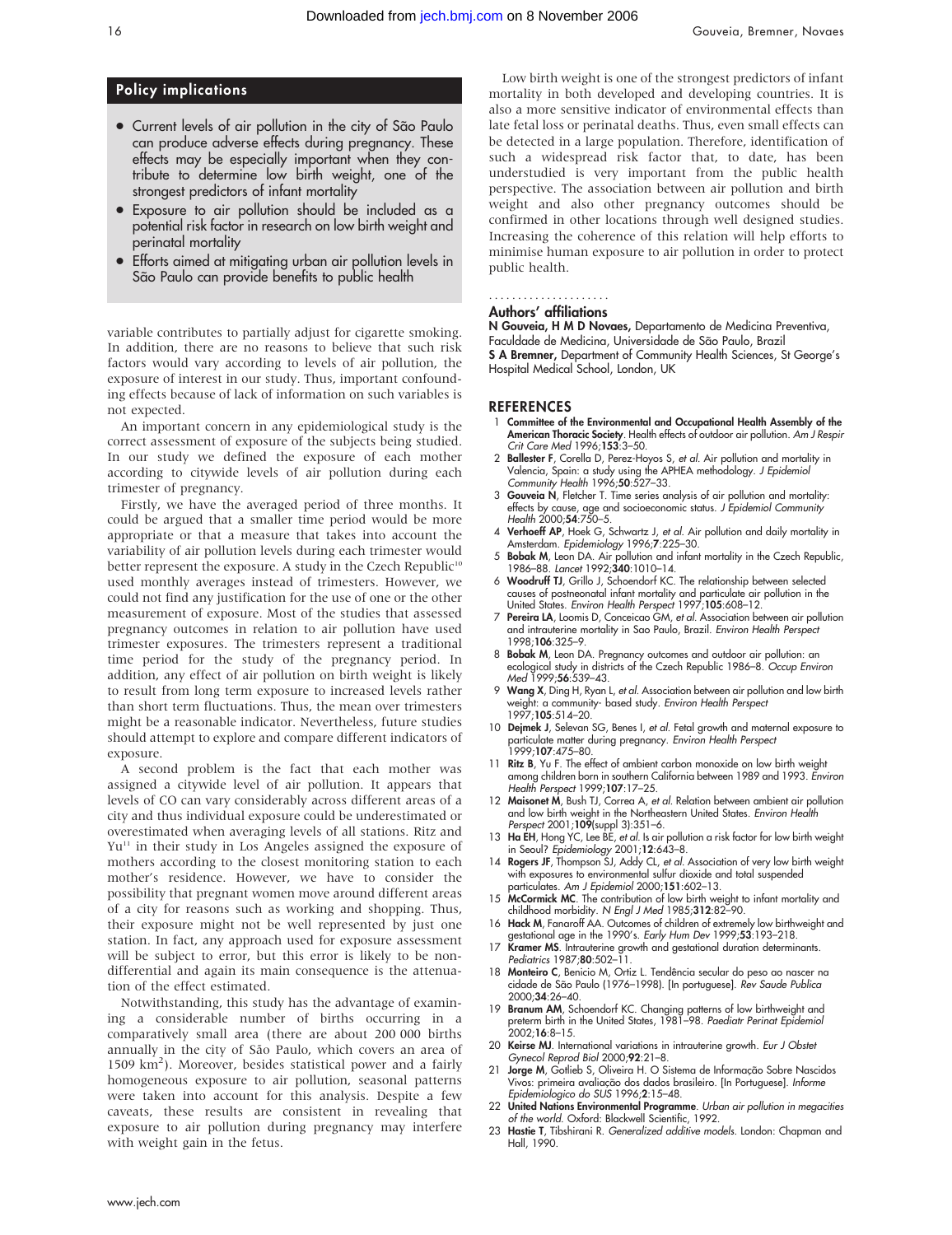## Policy implications

- Current levels of air pollution in the city of São Paulo can produce adverse effects during pregnancy. These effects may be especially important when they contribute to determine low birth weight, one of the strongest predictors of infant mortality
- Exposure to air pollution should be included as a potential risk factor in research on low birth weight and perinatal mortality
- Efforts aimed at mitigating urban air pollution levels in São Paulo can provide benefits to public health

variable contributes to partially adjust for cigarette smoking. In addition, there are no reasons to believe that such risk factors would vary according to levels of air pollution, the exposure of interest in our study. Thus, important confounding effects because of lack of information on such variables is not expected.

An important concern in any epidemiological study is the correct assessment of exposure of the subjects being studied. In our study we defined the exposure of each mother according to citywide levels of air pollution during each trimester of pregnancy.

Firstly, we have the averaged period of three months. It could be argued that a smaller time period would be more appropriate or that a measure that takes into account the variability of air pollution levels during each trimester would better represent the exposure. A study in the Czech Republic[10] used monthly averages instead of trimesters. However, we could not find any justification for the use of one or the other measurement of exposure. Most of the studies that assessed pregnancy outcomes in relation to air pollution have used trimester exposures. The trimesters represent a traditional time period for the study of the pregnancy period. In addition, any effect of air pollution on birth weight is likely to result from long term exposure to increased levels rather than short term fluctuations. Thus, the mean over trimesters might be a reasonable indicator. Nevertheless, future studies should attempt to explore and compare different indicators of exposure.

A second problem is the fact that each mother was assigned a citywide level of air pollution. It appears that levels of CO can vary considerably across different areas of a city and thus individual exposure could be underestimated or overestimated when averaging levels of all stations. Ritz and Yu[11] in their study in Los Angeles assigned the exposure of mothers according to the closest monitoring station to each mother's residence. However, we have to consider the possibility that pregnant women move around different areas of a city for reasons such as working and shopping. Thus, their exposure might not be well represented by just one station. In fact, any approach used for exposure assessment will be subject to error, but this error is likely to be non-differential and again its main consequence is the attenuation of the effect estimated.

Notwithstanding, this study has the advantage of examining a considerable number of births occurring in a comparatively small area (there are about 200 000 births annually in the city of São Paulo, which covers an area of 1509 km$^2$). Moreover, besides statistical power and a fairly homogeneous exposure to air pollution, seasonal patterns were taken into account for this analysis. Despite a few caveats, these results are consistent in revealing that exposure to air pollution during pregnancy may interfere with weight gain in the fetus.

Low birth weight is one of the strongest predictors of infant mortality in both developed and developing countries. It is also a more sensitive indicator of environmental effects than late fetal loss or perinatal deaths. Thus, even small effects can be detected in a large population. Therefore, identification of such a widespread risk factor that, to date, has been understudied is very important from the public health perspective. The association between air pollution and birth weight and also other pregnancy outcomes should be confirmed in other locations through well designed studies. Increasing the coherence of this relation will help efforts to minimise human exposure to air pollution in order to protect public health.

### Authors' affiliations

**N Gouveia, H M D Novaes,** Departamento de Medicina Preventiva, Faculdade de Medicina, Universidade de São Paulo, Brazil
**S A Bremner,** Department of Community Health Sciences, St George's Hospital Medical School, London, UK

## REFERENCES

1. **Committee of the Environmental and Occupational Health Assembly of the American Thoracic Society**. Health effects of outdoor air pollution. *Am J Respir Crit Care Med* 1996;**153**:3–50.
2. **Ballester F**, Corella D, Perez-Hoyos S, *et al.* Air pollution and mortality in Valencia, Spain: a study using the APHEA methodology. *J Epidemiol Community Health* 1996;**50**:527–33.
3. **Gouveia N**, Fletcher T. Time series analysis of air pollution and mortality: effects by cause, age and socioeconomic status. *J Epidemiol Community Health* 2000;**54**:750–5.
4. **Verhoeff AP**, Hoek G, Schwartz J, *et al.* Air pollution and daily mortality in Amsterdam. *Epidemiology* 1996;**7**:225–30.
5. **Bobak M**, Leon DA. Air pollution and infant mortality in the Czech Republic, 1986–88. *Lancet* 1992;**340**:1010–14.
6. **Woodruff TJ**, Grillo J, Schoendorf KC. The relationship between selected causes of postneonatal infant mortality and particulate air pollution in the United States. *Environ Health Perspect* 1997;**105**:608–12.
7. **Pereira LA**, Loomis D, Conceicao GM, *et al.* Association between air pollution and intrauterine mortality in Sao Paulo, Brazil. *Environ Health Perspect* 1998;**106**:325–9.
8. **Bobak M**, Leon DA. Pregnancy outcomes and outdoor air pollution: an ecological study in districts of the Czech Republic 1986–8. *Occup Environ Med* 1999;**56**:539–43.
9. **Wang X**, Ding H, Ryan L, *et al.* Association between air pollution and low birth weight: a community- based study. *Environ Health Perspect* 1997;**105**:514–20.
10. **Dejmek J**, Selevan SG, Benes I, *et al.* Fetal growth and maternal exposure to particulate matter during pregnancy. *Environ Health Perspect* 1999;**107**:475–80.
11. **Ritz B**, Yu F. The effect of ambient carbon monoxide on low birth weight among children born in southern California between 1989 and 1993. *Environ Health Perspect* 1999;**107**:17–25.
12. **Maisonet M**, Bush TJ, Correa A, *et al.* Relation between ambient air pollution and low birth weight in the Northeastern United States. *Environ Health Perspect* 2001;**109**(suppl 3):351–6.
13. **Ha EH**, Hong YC, Lee BE, *et al.* Is air pollution a risk factor for low birth weight in Seoul? *Epidemiology* 2001;**12**:643–8.
14. **Rogers JF**, Thompson SJ, Addy CL, *et al.* Association of very low birth weight with exposures to environmental sulfur dioxide and total suspended particulates. *Am J Epidemiol* 2000;**151**:602–13.
15. **McCormick MC**. The contribution of low birth weight to infant mortality and childhood morbidity. *N Engl J Med* 1985;**312**:82–90.
16. **Hack M**, Fanaroff AA. Outcomes of children of extremely low birthweight and gestational age in the 1990's. *Early Hum Dev* 1999;**53**:193–218.
17. **Kramer MS**. Intrauterine growth and gestational duration determinants. *Pediatrics* 1987;**80**:502–11.
18. **Monteiro C**, Benicio M, Ortiz L. Tendência secular do peso ao nascer na cidade de São Paulo (1976–1998). [In portuguese]. *Rev Saude Publica* 2000;**34**:26–40.
19. **Branum AM**, Schoendorf KC. Changing patterns of low birthweight and preterm birth in the United States, 1981–98. *Paediatr Perinat Epidemiol* 2002;**16**:8–15.
20. **Keirse MJ**. International variations in intrauterine growth. *Eur J Obstet Gynecol Reprod Biol* 2000;**92**:21–8.
21. **Jorge M**, Gotlieb S, Oliveira H. O Sistema de Informação Sobre Nascidos Vivos: primeira avaliação dos dados brasileiro. [In Portuguese]. *Informe Epidemiologico do SUS* 1996;**2**:15–48.
22. **United Nations Environmental Programme**. *Urban air pollution in megacities of the world.* Oxford: Blackwell Scientific, 1992.
23. **Hastie T**, Tibshirani R. *Generalized additive models.* London: Chapman and Hall, 1990.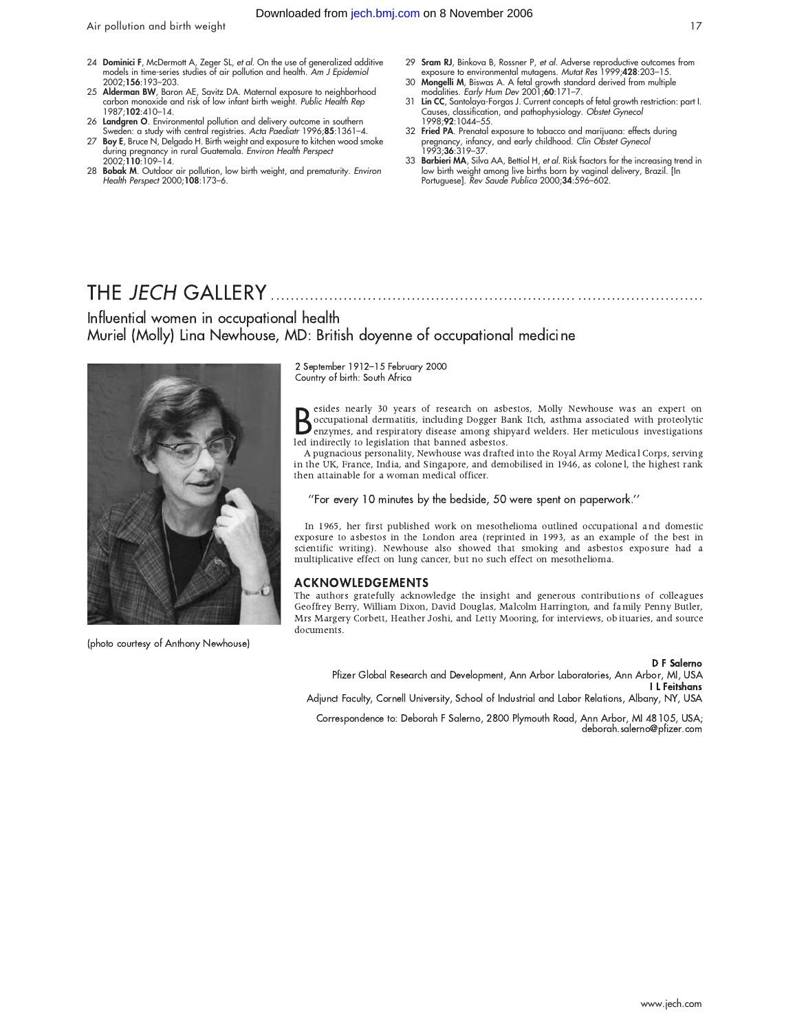24 **Dominici F**, McDermott A, Zeger SL, *et al*. On the use of generalized additive models in time-series studies of air pollution and health. *Am J Epidemiol* 2002;**156**:193–203.

25 **Alderman BW**, Baron AE, Savitz DA. Maternal exposure to neighborhood carbon monoxide and risk of low infant birth weight. *Public Health Rep* 1987;**102**:410–14.

26 **Landgren O**. Environmental pollution and delivery outcome in southern Sweden: a study with central registries. *Acta Paediatr* 1996;**85**:1361–4.

27 **Boy E**, Bruce N, Delgado H. Birth weight and exposure to kitchen wood smoke during pregnancy in rural Guatemala. *Environ Health Perspect* 2002;**110**:109–14.

28 **Bobak M**. Outdoor air pollution, low birth weight, and prematurity. *Environ Health Perspect* 2000;**108**:173–6.

29 **Sram RJ**, Binkova B, Rossner P, *et al*. Adverse reproductive outcomes from exposure to environmental mutagens. *Mutat Res* 1999;**428**:203–15.

30 **Mongelli M**, Biswas A. A fetal growth standard derived from multiple modalities. *Early Hum Dev* 2001;**60**:171–7.

31 **Lin CC**, Santolaya-Forgas J. Current concepts of fetal growth restriction: part I. Causes, classification, and pathophysiology. *Obstet Gynecol* 1998;**92**:1044–55.

32 **Fried PA**. Prenatal exposure to tobacco and marijuana: effects during pregnancy, infancy, and early childhood. *Clin Obstet Gynecol* 1993;**36**:319–37.

33 **Barbieri MA**, Silva AA, Bettiol H, *et al*. Risk fsactors for the increasing trend in low birth weight among live births born by vaginal delivery, Brazil. [In Portuguese]. *Rev Saude Publica* 2000;**34**:596–602.

# THE *JECH* GALLERY

## Influential women in occupational health
## Muriel (Molly) Lina Newhouse, MD: British doyenne of occupational medicine

(photo courtesy of Anthony Newhouse)

2 September 1912–15 February 2000
Country of birth: South Africa

Besides nearly 30 years of research on asbestos, Molly Newhouse was an expert on occupational dermatitis, including Dogger Bank Itch, asthma associated with proteolytic enzymes, and respiratory disease among shipyard welders. Her meticulous investigations led indirectly to legislation that banned asbestos.

A pugnacious personality, Newhouse was drafted into the Royal Army Medical Corps, serving in the UK, France, India, and Singapore, and demobilised in 1946, as colonel, the highest rank then attainable for a woman medical officer.

> "For every 10 minutes by the bedside, 50 were spent on paperwork."

In 1965, her first published work on mesothelioma outlined occupational and domestic exposure to asbestos in the London area (reprinted in 1993, as an example of the best in scientific writing). Newhouse also showed that smoking and asbestos exposure had a multiplicative effect on lung cancer, but no such effect on mesothelioma.

### ACKNOWLEDGEMENTS

The authors gratefully acknowledge the insight and generous contributions of colleagues Geoffrey Berry, William Dixon, David Douglas, Malcolm Harrington, and family Penny Butler, Mrs Margery Corbett, Heather Joshi, and Letty Mooring, for interviews, obituaries, and source documents.

**D F Salerno**
Pfizer Global Research and Development, Ann Arbor Laboratories, Ann Arbor, MI, USA

**I L Feitshans**
Adjunct Faculty, Cornell University, School of Industrial and Labor Relations, Albany, NY, USA

Correspondence to: Deborah F Salerno, 2800 Plymouth Road, Ann Arbor, MI 48105, USA; deborah.salerno@pfizer.com